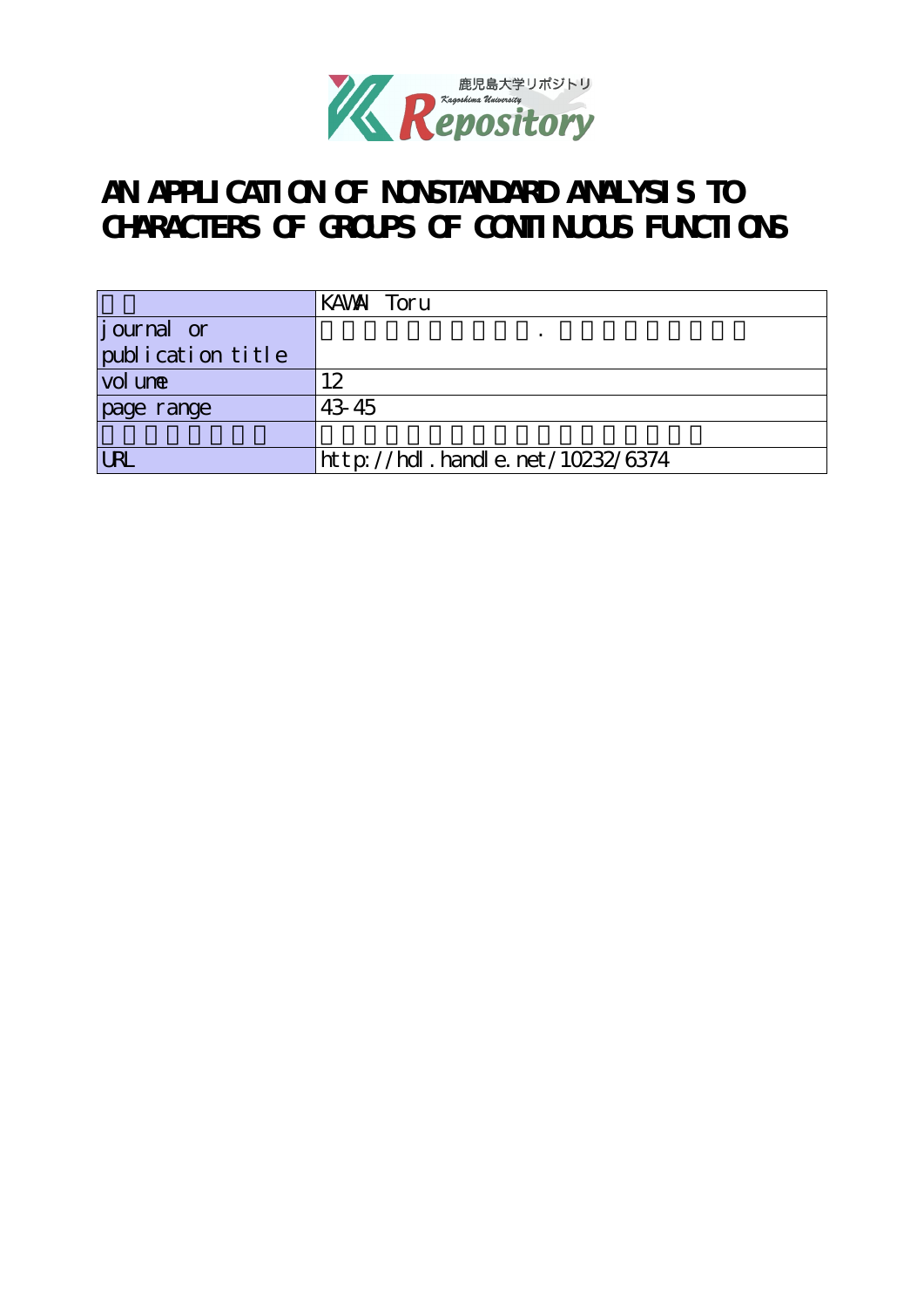# AN APPLICATION OF NONSTANDARD ANALYSIS TO CHARACTERS OF GROUPS OF CONTINUOUS FUNCTIONS

| | |
|---|---|
| 著者 | KAWAI Toru |
| journal or publication title | 鹿児島大学理学部紀要．数学・物理学・化学 |
| volume | 12 |
| page range | 43-45 |
| 別言語のタイトル | 連続関数のつくる群の指標に対する超準解析の応用 |
| URL | http://hdl.handle.net/10232/6374 |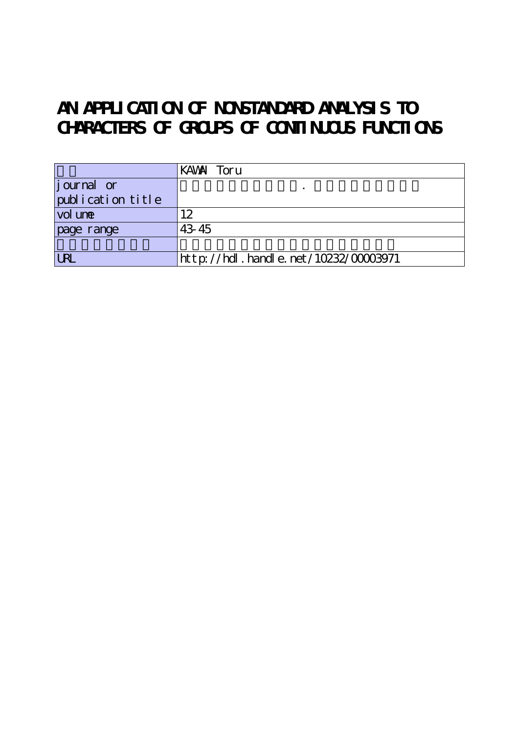# AN APPLICATION OF NONSTANDARD ANALYSIS TO CHARACTERS OF GROUPS OF CONTINUOUS FUNCTIONS

| | KAWAI Toru |
|---|---|
| journal or publication title | |
| volume | 12 |
| page range | 43-45 |
| | |
| URL | http://hdl.handle.net/10232/00003971 |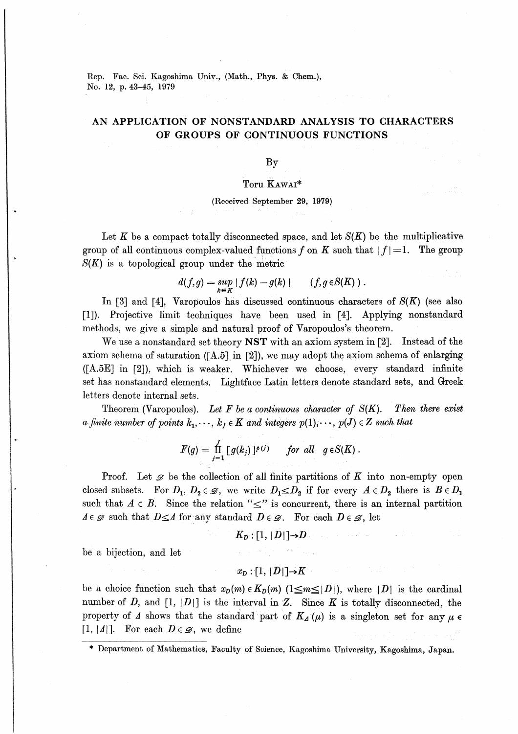Rep. Fac. Sci. Kagoshima Univ., (Math., Phys. & Chem.),
No. 12, p. 43–45, 1979

# AN APPLICATION OF NONSTANDARD ANALYSIS TO CHARACTERS OF GROUPS OF CONTINUOUS FUNCTIONS

By

Toru KAWAI*

(Received September 29, 1979)

Let $K$ be a compact totally disconnected space, and let $S(K)$ be the multiplicative group of all continuous complex-valued functions $f$ on $K$ such that $|f|=1$. The group $S(K)$ is a topological group under the metric

$$d(f,g) = \sup_{k \in K} |f(k) - g(k)| \qquad (f, g \in S(K)).$$

In [3] and [4], Varopoulos has discussed continuous characters of $S(K)$ (see also [1]). Projective limit techniques have been used in [4]. Applying nonstandard methods, we give a simple and natural proof of Varopoulos's theorem.

We use a nonstandard set theory **NST** with an axiom system in [2]. Instead of the axiom schema of saturation ([A.5] in [2]), we may adopt the axiom schema of enlarging ([A.5E] in [2]), which is weaker. Whichever we choose, every standard infinite set has nonstandard elements. Lightface Latin letters denote standard sets, and Greek letters denote internal sets.

Theorem (Varopoulos). *Let $F$ be a continuous character of $S(K)$. Then there exist a finite number of points $k_1, \cdots, k_J \in K$ and integers $p(1), \cdots, p(J) \in Z$ such that*

$$F(g) = \prod_{j=1}^{J} [g(k_j)]^{p(j)} \qquad \textit{for all} \quad g \in S(K).$$

Proof. Let $\mathscr{D}$ be the collection of all finite partitions of $K$ into non-empty open closed subsets. For $D_1, D_2 \in \mathscr{D}$, we write $D_1 \leq D_2$ if for every $A \in D_2$ there is $B \in D_1$ such that $A \subset B$. Since the relation "$\leq$" is concurrent, there is an internal partition $\Delta \in \mathscr{D}$ such that $D \leq \Delta$ for any standard $D \in \mathscr{D}$. For each $D \in \mathscr{D}$, let

$$K_D : [1, |D|] \to D$$

be a bijection, and let

$$x_D : [1, |D|] \to K$$

be a choice function such that $x_D(m) \in K_D(m)$ $(1 \leq m \leq |D|)$, where $|D|$ is the cardinal number of $D$, and $[1, |D|]$ is the interval in $Z$. Since $K$ is totally disconnected, the property of $\Delta$ shows that the standard part of $K_\Delta(\mu)$ is a singleton set for any $\mu \in [1, |\Delta|]$. For each $D \in \mathscr{D}$, we define

* Department of Mathematics, Faculty of Science, Kagoshima University, Kagoshima, Japan.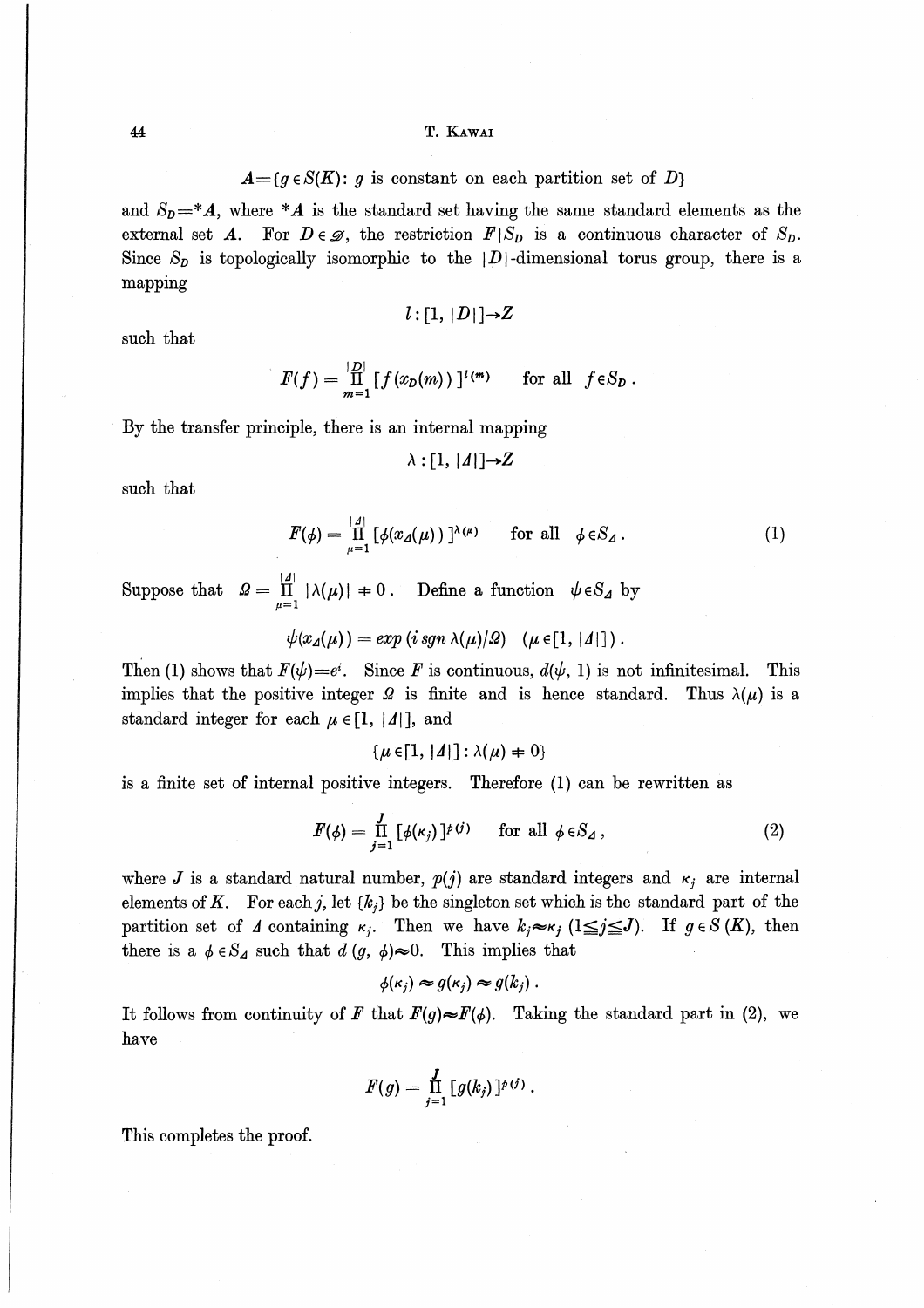$$A = \{g \in S(K) \colon g \text{ is constant on each partition set of } D\}$$

and $S_D = {}^*A$, where ${}^*A$ is the standard set having the same standard elements as the external set $A$. For $D \in \mathscr{D}$, the restriction $F|S_D$ is a continuous character of $S_D$. Since $S_D$ is topologically isomorphic to the $|D|$-dimensional torus group, there is a mapping

$$l \colon [1, |D|] \to Z$$

such that

$$F(f) = \prod_{m=1}^{|D|} [f(x_D(m))]^{l(m)} \qquad \text{for all } f \in S_D .$$

By the transfer principle, there is an internal mapping

$$\lambda \colon [1, |\varDelta|] \to Z$$

such that

$$F(\phi) = \prod_{\mu=1}^{|\varDelta|} [\phi(x_\varDelta(\mu))]^{\lambda(\mu)} \qquad \text{for all } \phi \in S_\varDelta . \tag{1}$$

Suppose that $\Omega = \prod_{\mu=1}^{|\varDelta|} |\lambda(\mu)| \neq 0$. Define a function $\psi \in S_\varDelta$ by

$$\psi(x_\varDelta(\mu)) = exp\,(i \, sgn\, \lambda(\mu)/\Omega) \quad (\mu \in [1, |\varDelta|]) .$$

Then (1) shows that $F(\psi) = e^i$. Since $F$ is continuous, $d(\psi, 1)$ is not infinitesimal. This implies that the positive integer $\Omega$ is finite and is hence standard. Thus $\lambda(\mu)$ is a standard integer for each $\mu \in [1, |\varDelta|]$, and

$$\{\mu \in [1, |\varDelta|] \colon \lambda(\mu) \neq 0\}$$

is a finite set of internal positive integers. Therefore (1) can be rewritten as

$$F(\phi) = \prod_{j=1}^{J} [\phi(\kappa_j)]^{p(j)} \qquad \text{for all } \phi \in S_\varDelta , \tag{2}$$

where $J$ is a standard natural number, $p(j)$ are standard integers and $\kappa_j$ are internal elements of $K$. For each $j$, let $\{k_j\}$ be the singleton set which is the standard part of the partition set of $\varDelta$ containing $\kappa_j$. Then we have $k_j \approx \kappa_j$ $(1 \leqq j \leqq J)$. If $g \in S(K)$, then there is a $\phi \in S_\varDelta$ such that $d(g, \phi) \approx 0$. This implies that

$$\phi(\kappa_j) \approx g(\kappa_j) \approx g(k_j) .$$

It follows from continuity of $F$ that $F(g) \approx F(\phi)$. Taking the standard part in (2), we have

$$F(g) = \prod_{j=1}^{J} [g(k_j)]^{p(j)} .$$

This completes the proof.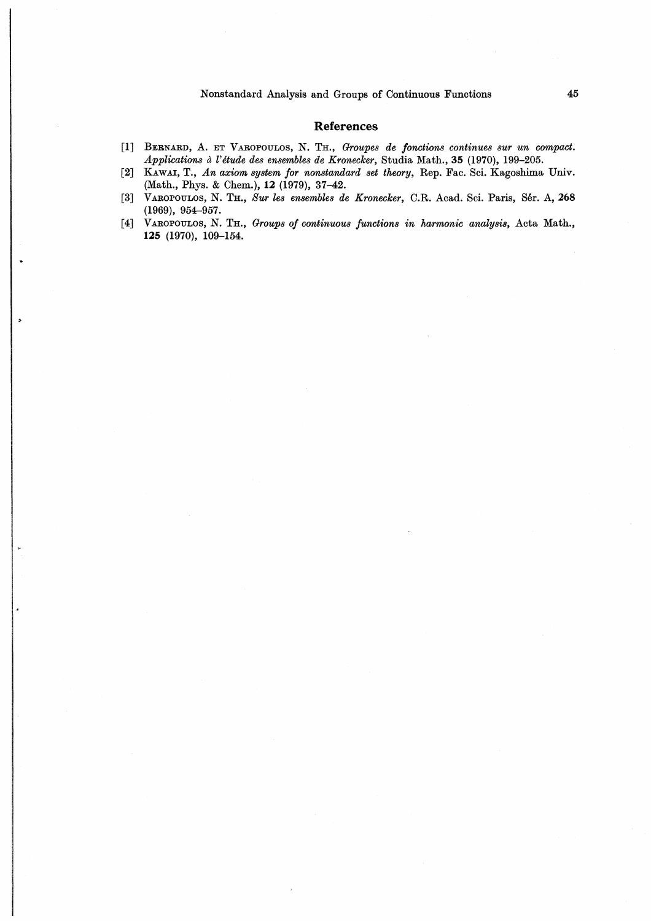## References

[1] Bernard, A. et Varopoulos, N. Th., *Groupes de fonctions continues sur un compact. Applications à l'étude des ensembles de Kronecker*, Studia Math., **35** (1970), 199–205.

[2] Kawai, T., *An axiom system for nonstandard set theory*, Rep. Fac. Sci. Kagoshima Univ. (Math., Phys. & Chem.), **12** (1979), 37–42.

[3] Varopoulos, N. Th., *Sur les ensembles de Kronecker*, C.R. Acad. Sci. Paris, Sér. A, **268** (1969), 954–957.

[4] Varopoulos, N. Th., *Groups of continuous functions in harmonic analysis*, Acta Math., **125** (1970), 109–154.